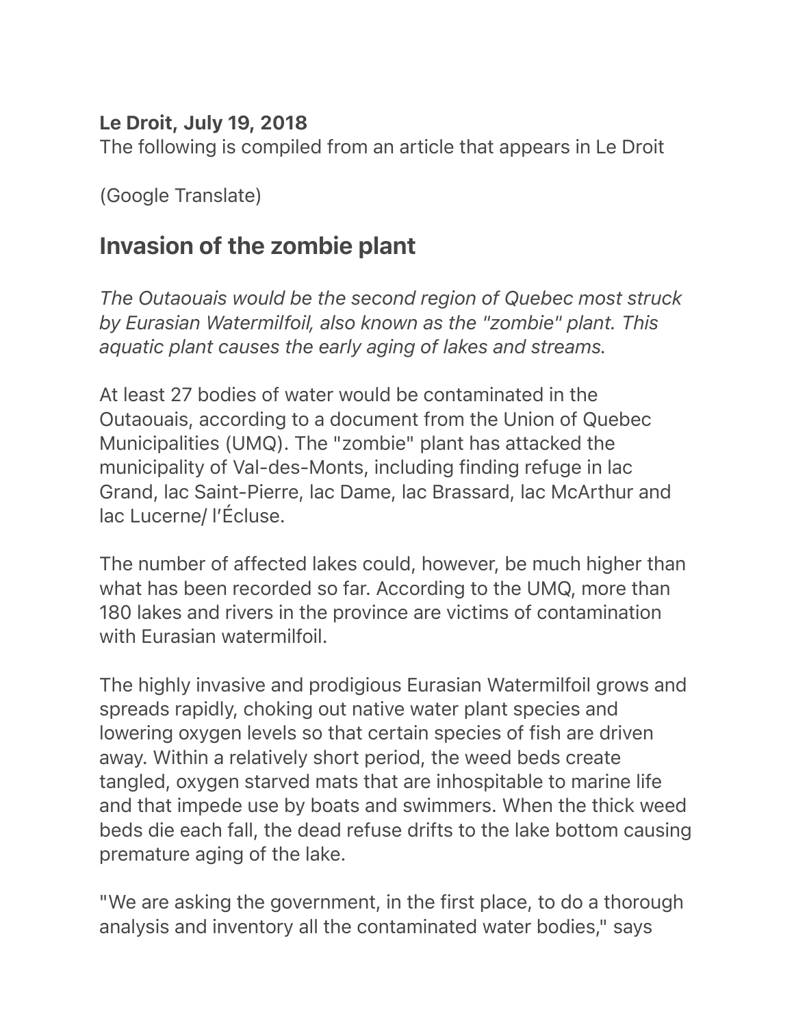**Le Droit, July 19, 2018**
The following is compiled from an article that appears in Le Droit

(Google Translate)

## Invasion of the zombie plant

*The Outaouais would be the second region of Quebec most struck by Eurasian Watermilfoil, also known as the "zombie" plant. This aquatic plant causes the early aging of lakes and streams.*

At least 27 bodies of water would be contaminated in the Outaouais, according to a document from the Union of Quebec Municipalities (UMQ). The "zombie" plant has attacked the municipality of Val-des-Monts, including finding refuge in lac Grand, lac Saint-Pierre, lac Dame, lac Brassard, lac McArthur and lac Lucerne/ l'Écluse.

The number of affected lakes could, however, be much higher than what has been recorded so far. According to the UMQ, more than 180 lakes and rivers in the province are victims of contamination with Eurasian watermilfoil.

The highly invasive and prodigious Eurasian Watermilfoil grows and spreads rapidly, choking out native water plant species and lowering oxygen levels so that certain species of fish are driven away. Within a relatively short period, the weed beds create tangled, oxygen starved mats that are inhospitable to marine life and that impede use by boats and swimmers. When the thick weed beds die each fall, the dead refuse drifts to the lake bottom causing premature aging of the lake.

"We are asking the government, in the first place, to do a thorough analysis and inventory all the contaminated water bodies," says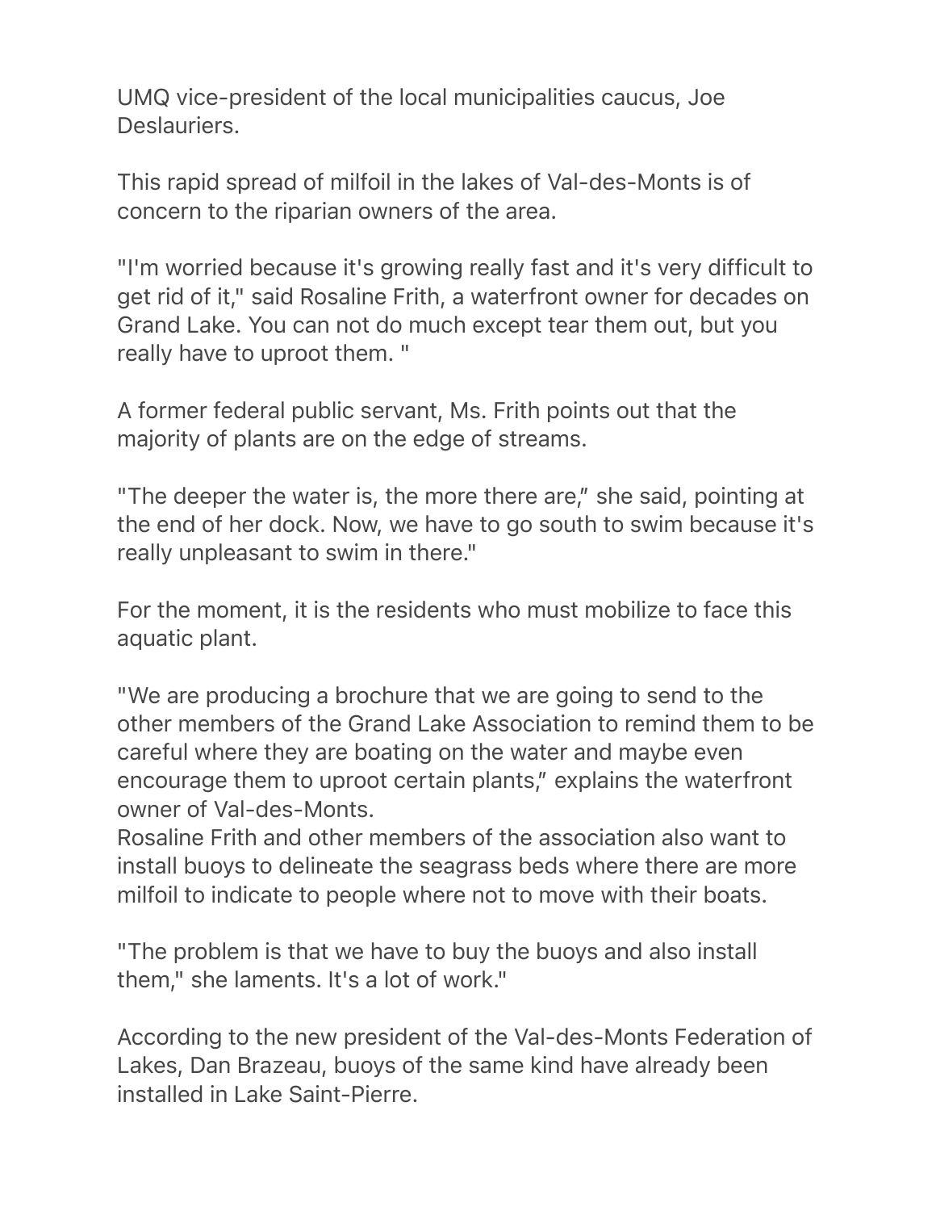UMQ vice-president of the local municipalities caucus, Joe Deslauriers.

This rapid spread of milfoil in the lakes of Val-des-Monts is of concern to the riparian owners of the area.

"I'm worried because it's growing really fast and it's very difficult to get rid of it," said Rosaline Frith, a waterfront owner for decades on Grand Lake. You can not do much except tear them out, but you really have to uproot them. "

A former federal public servant, Ms. Frith points out that the majority of plants are on the edge of streams.

"The deeper the water is, the more there are," she said, pointing at the end of her dock. Now, we have to go south to swim because it's really unpleasant to swim in there."

For the moment, it is the residents who must mobilize to face this aquatic plant.

"We are producing a brochure that we are going to send to the other members of the Grand Lake Association to remind them to be careful where they are boating on the water and maybe even encourage them to uproot certain plants," explains the waterfront owner of Val-des-Monts.
Rosaline Frith and other members of the association also want to install buoys to delineate the seagrass beds where there are more milfoil to indicate to people where not to move with their boats.

"The problem is that we have to buy the buoys and also install them," she laments. It's a lot of work."

According to the new president of the Val-des-Monts Federation of Lakes, Dan Brazeau, buoys of the same kind have already been installed in Lake Saint-Pierre.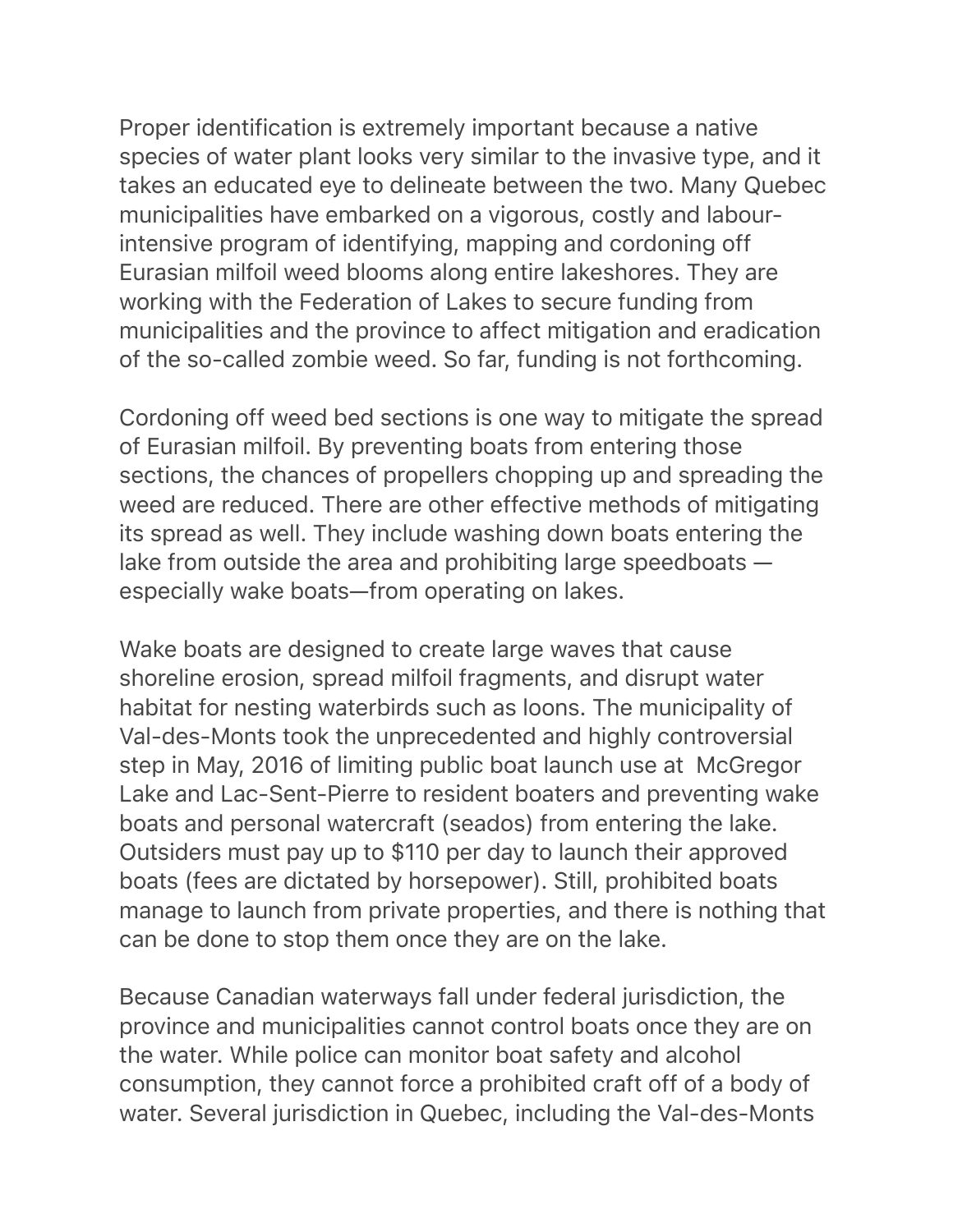Proper identification is extremely important because a native species of water plant looks very similar to the invasive type, and it takes an educated eye to delineate between the two. Many Quebec municipalities have embarked on a vigorous, costly and labour-intensive program of identifying, mapping and cordoning off Eurasian milfoil weed blooms along entire lakeshores. They are working with the Federation of Lakes to secure funding from municipalities and the province to affect mitigation and eradication of the so-called zombie weed. So far, funding is not forthcoming.

Cordoning off weed bed sections is one way to mitigate the spread of Eurasian milfoil. By preventing boats from entering those sections, the chances of propellers chopping up and spreading the weed are reduced. There are other effective methods of mitigating its spread as well. They include washing down boats entering the lake from outside the area and prohibiting large speedboats — especially wake boats—from operating on lakes.

Wake boats are designed to create large waves that cause shoreline erosion, spread milfoil fragments, and disrupt water habitat for nesting waterbirds such as loons. The municipality of Val-des-Monts took the unprecedented and highly controversial step in May, 2016 of limiting public boat launch use at McGregor Lake and Lac-Sent-Pierre to resident boaters and preventing wake boats and personal watercraft (seados) from entering the lake. Outsiders must pay up to $110 per day to launch their approved boats (fees are dictated by horsepower). Still, prohibited boats manage to launch from private properties, and there is nothing that can be done to stop them once they are on the lake.

Because Canadian waterways fall under federal jurisdiction, the province and municipalities cannot control boats once they are on the water. While police can monitor boat safety and alcohol consumption, they cannot force a prohibited craft off of a body of water. Several jurisdiction in Quebec, including the Val-des-Monts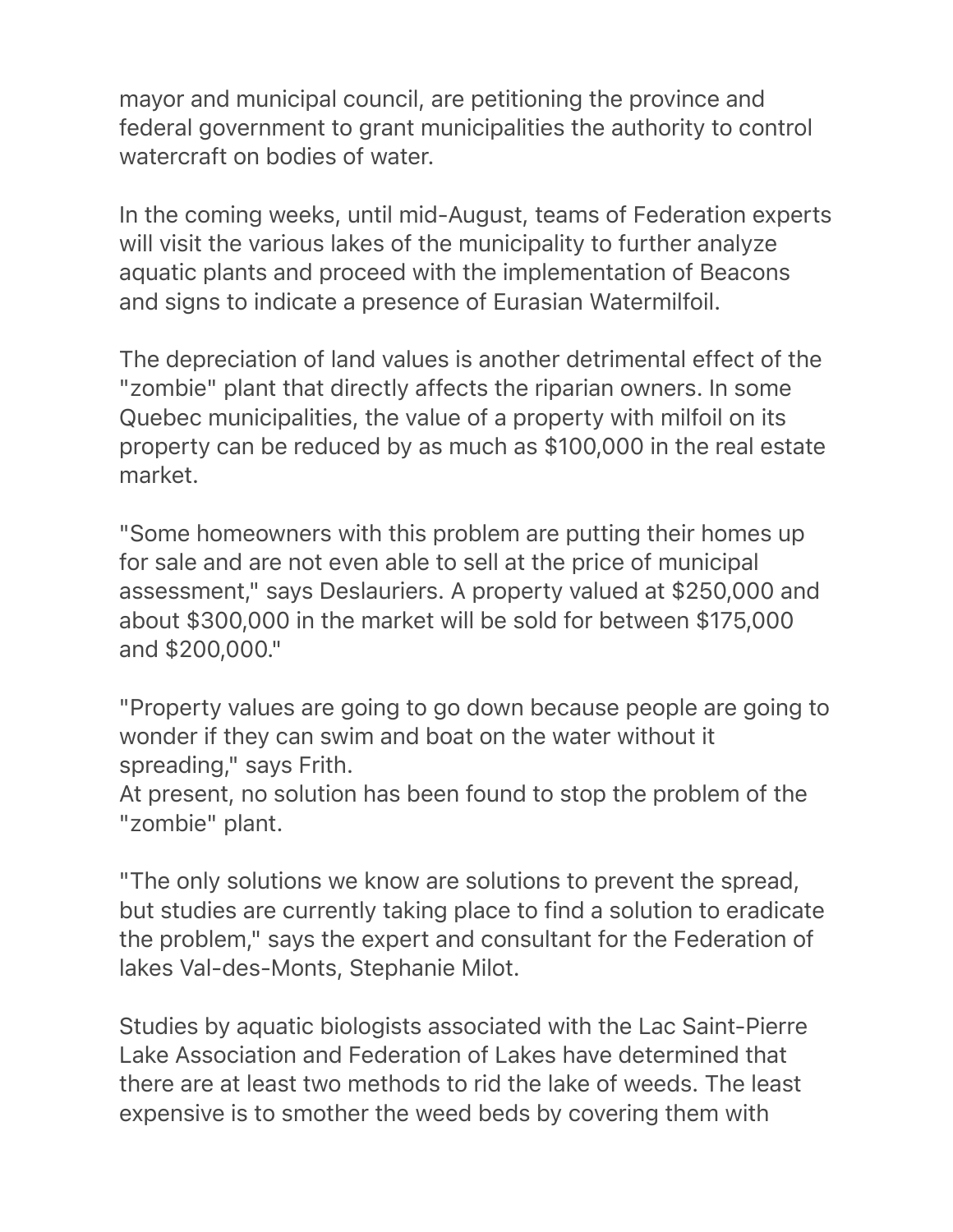mayor and municipal council, are petitioning the province and federal government to grant municipalities the authority to control watercraft on bodies of water.

In the coming weeks, until mid-August, teams of Federation experts will visit the various lakes of the municipality to further analyze aquatic plants and proceed with the implementation of Beacons and signs to indicate a presence of Eurasian Watermilfoil.

The depreciation of land values is another detrimental effect of the "zombie" plant that directly affects the riparian owners. In some Quebec municipalities, the value of a property with milfoil on its property can be reduced by as much as $100,000 in the real estate market.

"Some homeowners with this problem are putting their homes up for sale and are not even able to sell at the price of municipal assessment," says Deslauriers. A property valued at $250,000 and about $300,000 in the market will be sold for between $175,000 and $200,000."

"Property values are going to go down because people are going to wonder if they can swim and boat on the water without it spreading," says Frith.
At present, no solution has been found to stop the problem of the "zombie" plant.

"The only solutions we know are solutions to prevent the spread, but studies are currently taking place to find a solution to eradicate the problem," says the expert and consultant for the Federation of lakes Val-des-Monts, Stephanie Milot.

Studies by aquatic biologists associated with the Lac Saint-Pierre Lake Association and Federation of Lakes have determined that there are at least two methods to rid the lake of weeds. The least expensive is to smother the weed beds by covering them with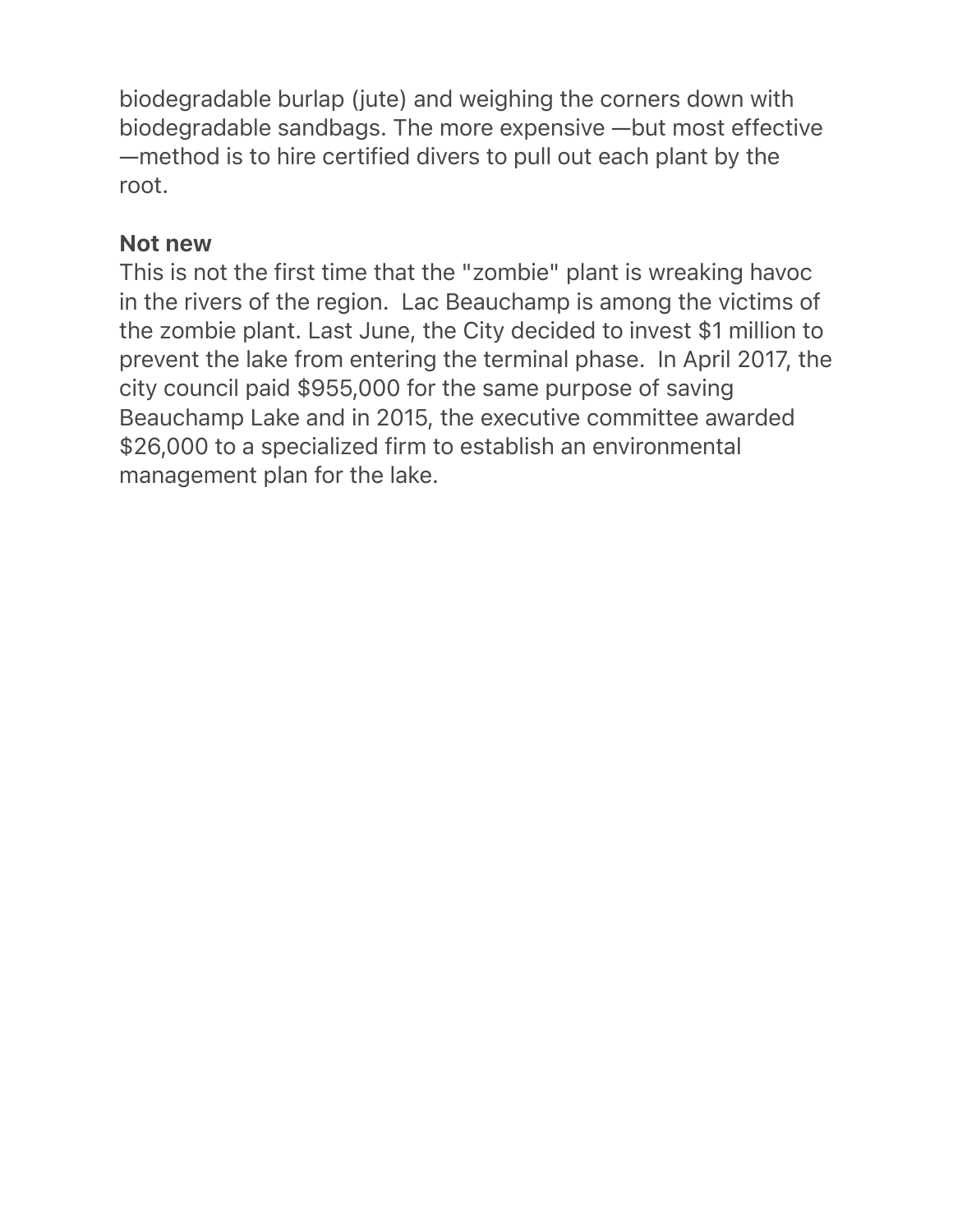biodegradable burlap (jute) and weighing the corners down with biodegradable sandbags. The more expensive —but most effective —method is to hire certified divers to pull out each plant by the root.

**Not new**

This is not the first time that the "zombie" plant is wreaking havoc in the rivers of the region. Lac Beauchamp is among the victims of the zombie plant. Last June, the City decided to invest $1 million to prevent the lake from entering the terminal phase. In April 2017, the city council paid $955,000 for the same purpose of saving Beauchamp Lake and in 2015, the executive committee awarded $26,000 to a specialized firm to establish an environmental management plan for the lake.